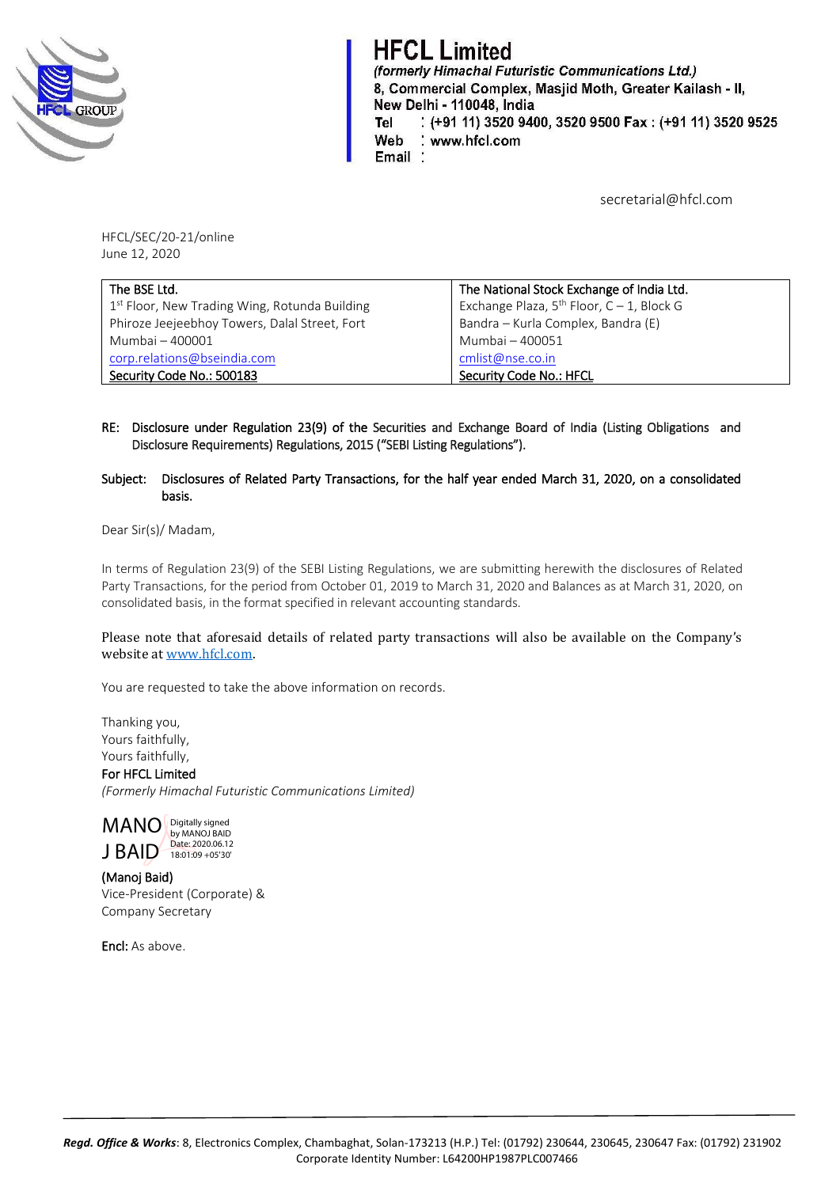# HFCL Limited

*(formerly Himachal Futuristic Communications Ltd.)*
8, Commercial Complex, Masjid Moth, Greater Kailash - II,
New Delhi - 110048, India
Tel : (+91 11) 3520 9400, 3520 9500 Fax : (+91 11) 3520 9525
Web : www.hfcl.com
Email : secretarial@hfcl.com

HFCL/SEC/20-21/online
June 12, 2020

| The BSE Ltd. | The National Stock Exchange of India Ltd. |
|---|---|
| 1st Floor, New Trading Wing, Rotunda Building | Exchange Plaza, 5th Floor, C – 1, Block G |
| Phiroze Jeejeebhoy Towers, Dalal Street, Fort | Bandra – Kurla Complex, Bandra (E) |
| Mumbai – 400001 | Mumbai – 400051 |
| corp.relations@bseindia.com | cmlist@nse.co.in |
| Security Code No.: 500183 | Security Code No.: HFCL |

**RE: Disclosure under Regulation 23(9) of the Securities and Exchange Board of India (Listing Obligations and Disclosure Requirements) Regulations, 2015 ("SEBI Listing Regulations").**

**Subject: Disclosures of Related Party Transactions, for the half year ended March 31, 2020, on a consolidated basis.**

Dear Sir(s)/ Madam,

In terms of Regulation 23(9) of the SEBI Listing Regulations, we are submitting herewith the disclosures of Related Party Transactions, for the period from October 01, 2019 to March 31, 2020 and Balances as at March 31, 2020, on consolidated basis, in the format specified in relevant accounting standards.

Please note that aforesaid details of related party transactions will also be available on the Company's website at www.hfcl.com.

You are requested to take the above information on records.

Thanking you,
Yours faithfully,
Yours faithfully,
**For HFCL Limited**
*(Formerly Himachal Futuristic Communications Limited)*

MANOJ BAID Digitally signed by MANOJ BAID Date: 2020.06.12 18:01:09 +05'30'

**(Manoj Baid)**
Vice-President (Corporate) &
Company Secretary

**Encl:** As above.

***Regd. Office & Works***: 8, Electronics Complex, Chambaghat, Solan-173213 (H.P.) Tel: (01792) 230644, 230645, 230647 Fax: (01792) 231902
Corporate Identity Number: L64200HP1987PLC007466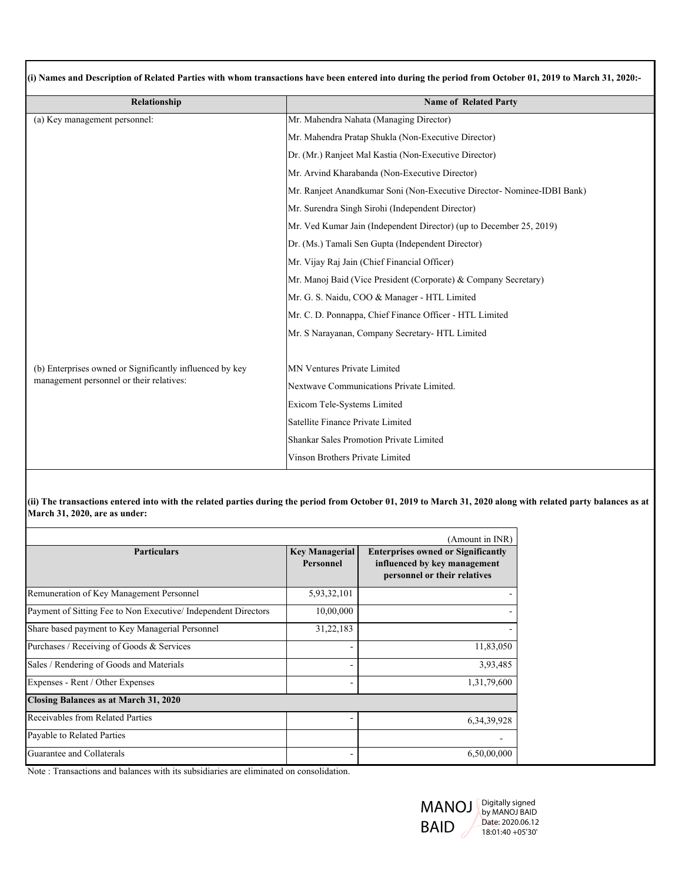**(i) Names and Description of Related Parties with whom transactions have been entered into during the period from October 01, 2019 to March 31, 2020:-**

| Relationship | Name of Related Party |
|---|---|
| (a) Key management personnel: | Mr. Mahendra Nahata (Managing Director) |
| | Mr. Mahendra Pratap Shukla (Non-Executive Director) |
| | Dr. (Mr.) Ranjeet Mal Kastia (Non-Executive Director) |
| | Mr. Arvind Kharabanda (Non-Executive Director) |
| | Mr. Ranjeet Anandkumar Soni (Non-Executive Director- Nominee-IDBI Bank) |
| | Mr. Surendra Singh Sirohi (Independent Director) |
| | Mr. Ved Kumar Jain (Independent Director) (up to December 25, 2019) |
| | Dr. (Ms.) Tamali Sen Gupta (Independent Director) |
| | Mr. Vijay Raj Jain (Chief Financial Officer) |
| | Mr. Manoj Baid (Vice President (Corporate) & Company Secretary) |
| | Mr. G. S. Naidu, COO & Manager - HTL Limited |
| | Mr. C. D. Ponnappa, Chief Finance Officer - HTL Limited |
| | Mr. S Narayanan, Company Secretary- HTL Limited |
| (b) Enterprises owned or Significantly influenced by key management personnel or their relatives: | MN Ventures Private Limited |
| | Nextwave Communications Private Limited. |
| | Exicom Tele-Systems Limited |
| | Satellite Finance Private Limited |
| | Shankar Sales Promotion Private Limited |
| | Vinson Brothers Private Limited |

**(ii) The transactions entered into with the related parties during the period from October 01, 2019 to March 31, 2020 along with related party balances as at March 31, 2020, are as under:**

(Amount in INR)

| Particulars | Key Managerial Personnel | Enterprises owned or Significantly influenced by key management personnel or their relatives |
|---|---|---|
| Remuneration of Key Management Personnel | 5,93,32,101 | - |
| Payment of Sitting Fee to Non Executive/ Independent Directors | 10,00,000 | - |
| Share based payment to Key Managerial Personnel | 31,22,183 | - |
| Purchases / Receiving of Goods & Services | - | 11,83,050 |
| Sales / Rendering of Goods and Materials | - | 3,93,485 |
| Expenses - Rent / Other Expenses | - | 1,31,79,600 |
| **Closing Balances as at March 31, 2020** | | |
| Receivables from Related Parties | - | 6,34,39,928 |
| Payable to Related Parties | | - |
| Guarantee and Collaterals | - | 6,50,00,000 |

Note : Transactions and balances with its subsidiaries are eliminated on consolidation.

MANOJ BAID — Digitally signed by MANOJ BAID Date: 2020.06.12 18:01:40 +05'30'